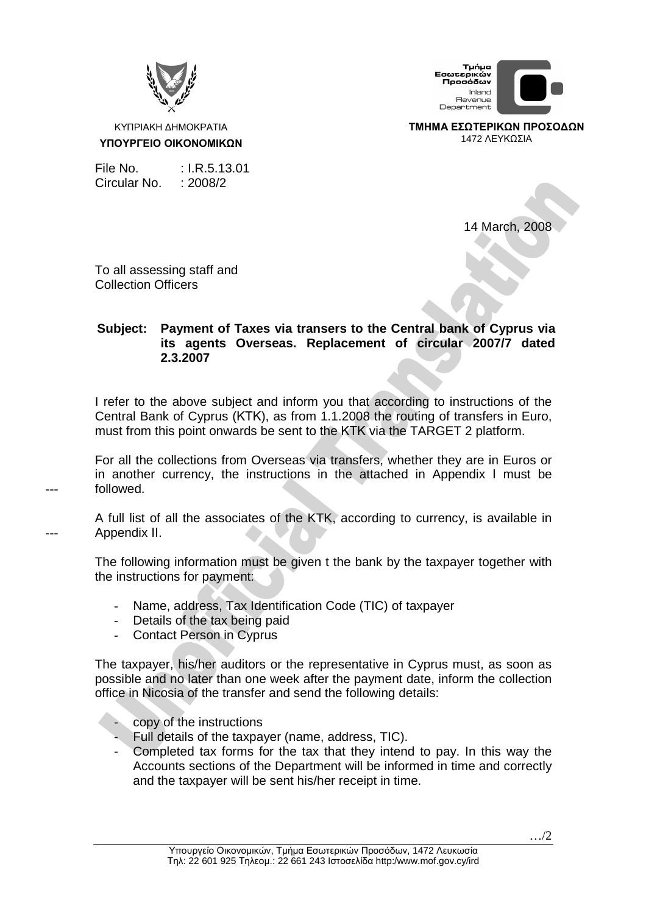ΚΥΠΡΙΑΚΗ ΔΗΜΟΚΡΑΤΙΑ
**ΥΠΟΥΡΓΕΙΟ ΟΙΚΟΝΟΜΙΚΩΝ**

Τμήμα Εσωτερικών Προσόδων
Inland Revenue Department

**ΤΜΗΜΑ ΕΣΩΤΕΡΙΚΩΝ ΠΡΟΣΟΔΩΝ**
1472 ΛΕΥΚΩΣΙΑ

File No. : I.R.5.13.01
Circular No. : 2008/2

14 March, 2008

To all assessing staff and
Collection Officers

**Subject: Payment of Taxes via transers to the Central bank of Cyprus via its agents Overseas. Replacement of circular 2007/7 dated 2.3.2007**

I refer to the above subject and inform you that according to instructions of the Central Bank of Cyprus (KTK), as from 1.1.2008 the routing of transfers in Euro, must from this point onwards be sent to the KTK via the TARGET 2 platform.

For all the collections from Overseas via transfers, whether they are in Euros or in another currency, the instructions in the attached in Appendix I must be followed.

A full list of all the associates of the KTK, according to currency, is available in Appendix II.

The following information must be given t the bank by the taxpayer together with the instructions for payment:

- Name, address, Tax Identification Code (TIC) of taxpayer
- Details of the tax being paid
- Contact Person in Cyprus

The taxpayer, his/her auditors or the representative in Cyprus must, as soon as possible and no later than one week after the payment date, inform the collection office in Nicosia of the transfer and send the following details:

- copy of the instructions
- Full details of the taxpayer (name, address, TIC).
- Completed tax forms for the tax that they intend to pay. In this way the Accounts sections of the Department will be informed in time and correctly and the taxpayer will be sent his/her receipt in time.

…/2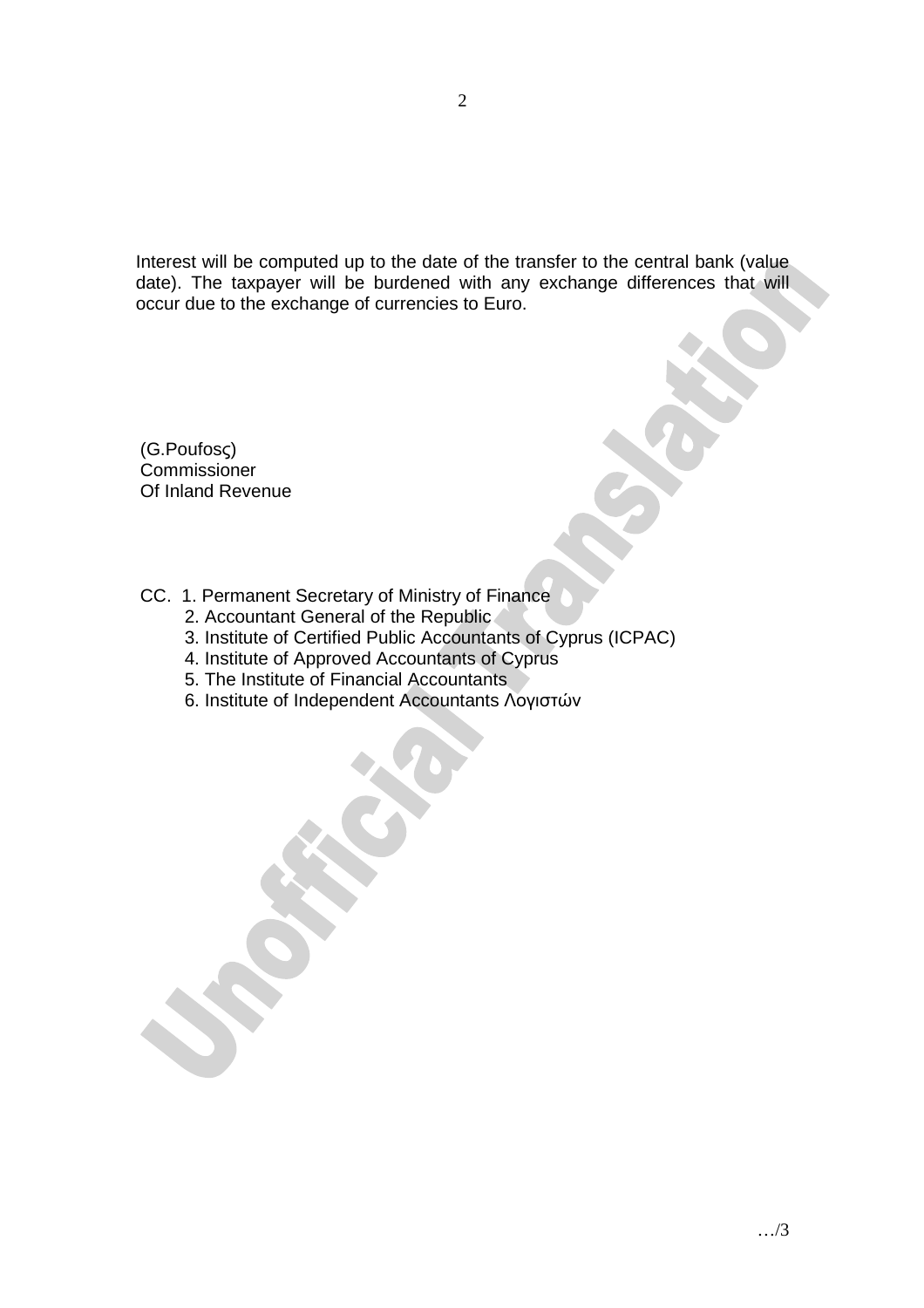Interest will be computed up to the date of the transfer to the central bank (value date). The taxpayer will be burdened with any exchange differences that will occur due to the exchange of currencies to Euro.

(G.Poufosς)
Commissioner
Of Inland Revenue

CC. 1. Permanent Secretary of Ministry of Finance
2. Accountant General of the Republic
3. Institute of Certified Public Accountants of Cyprus (ICPAC)
4. Institute of Approved Accountants of Cyprus
5. The Institute of Financial Accountants
6. Institute of Independent Accountants Λογιστών

…/3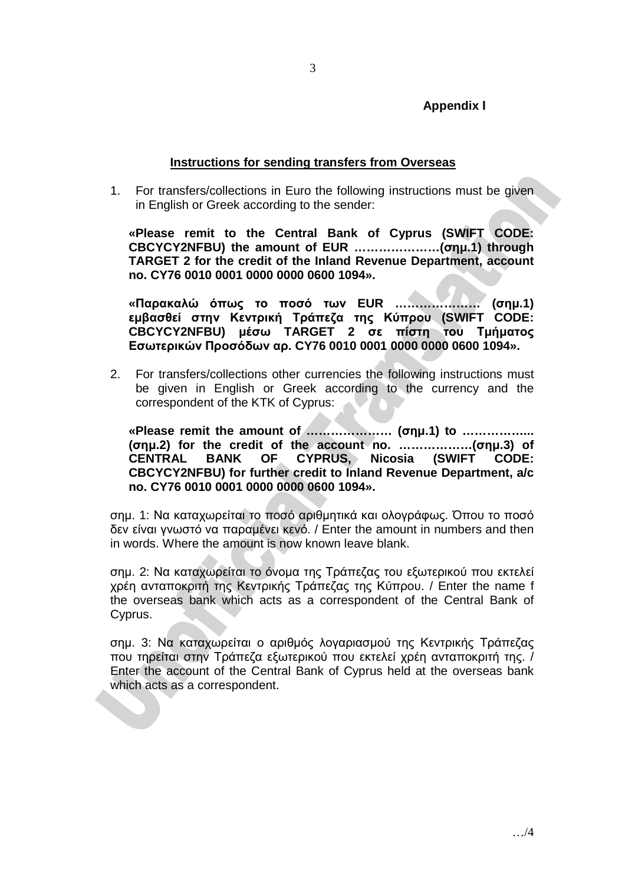**Appendix I**

**Instructions for sending transfers from Overseas**

1. For transfers/collections in Euro the following instructions must be given in English or Greek according to the sender:

   **«Please remit to the Central Bank of Cyprus (SWIFT CODE: CBCYCY2NFBU) the amount of EUR ……………….(σημ.1) through TARGET 2 for the credit of the Inland Revenue Department, account no. CY76 0010 0001 0000 0000 0600 1094».**

   **«Παρακαλώ όπως το ποσό των EUR ………………. (σημ.1) εμβασθεί στην Κεντρική Τράπεζα της Κύπρου (SWIFT CODE: CBCYCY2NFBU) μέσω TARGET 2 σε πίστη του Τμήματος Εσωτερικών Προσόδων αρ. CY76 0010 0001 0000 0000 0600 1094».**

2. For transfers/collections other currencies the following instructions must be given in English or Greek according to the currency and the correspondent of the KTK of Cyprus:

   **«Please remit the amount of ………………. (σημ.1) to …………….... (σημ.2) for the credit of the account no. ……………….(σημ.3) of CENTRAL BANK OF CYPRUS, Nicosia (SWIFT CODE: CBCYCY2NFBU) for further credit to Inland Revenue Department, a/c no. CY76 0010 0001 0000 0000 0600 1094».**

σημ. 1: Να καταχωρείται το ποσό αριθμητικά και ολογράφως. Όπου το ποσό δεν είναι γνωστό να παραμένει κενό. / Enter the amount in numbers and then in words. Where the amount is now known leave blank.

σημ. 2: Να καταχωρείται το όνομα της Τράπεζας του εξωτερικού που εκτελεί χρέη ανταποκριτή της Κεντρικής Τράπεζας της Κύπρου. / Enter the name f the overseas bank which acts as a correspondent of the Central Bank of Cyprus.

σημ. 3: Να καταχωρείται ο αριθμός λογαριασμού της Κεντρικής Τράπεζας που τηρείται στην Τράπεζα εξωτερικού που εκτελεί χρέη ανταποκριτή της. / Enter the account of the Central Bank of Cyprus held at the overseas bank which acts as a correspondent.

…/4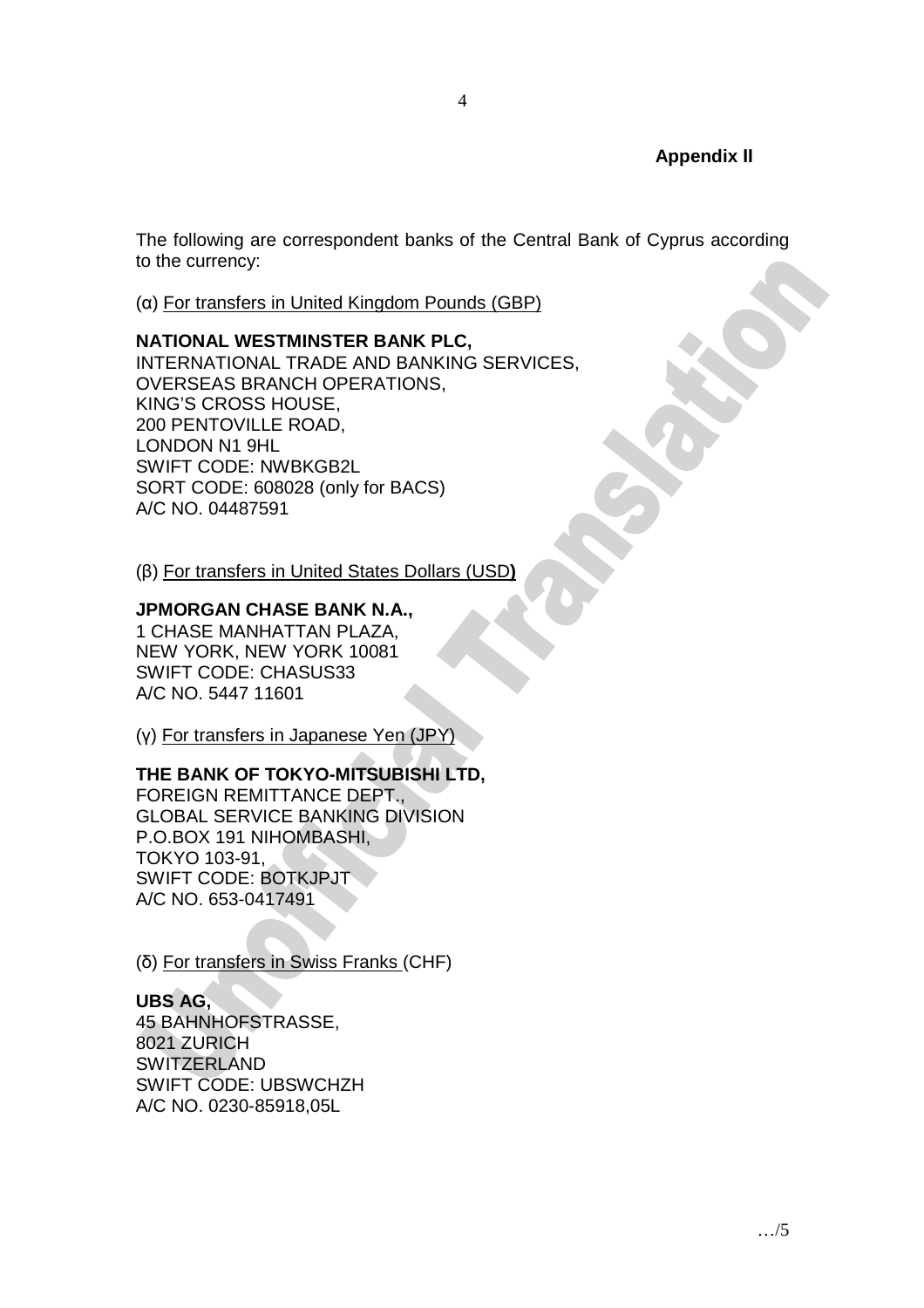**Appendix II**

The following are correspondent banks of the Central Bank of Cyprus according to the currency:

(α) For transfers in United Kingdom Pounds (GBP)

**NATIONAL WESTMINSTER BANK PLC,**
INTERNATIONAL TRADE AND BANKING SERVICES,
OVERSEAS BRANCH OPERATIONS,
KING'S CROSS HOUSE,
200 PENTOVILLE ROAD,
LONDON N1 9HL
SWIFT CODE: NWBKGB2L
SORT CODE: 608028 (only for BACS)
A/C NO. 04487591

(β) For transfers in United States Dollars (USD**)**

**JPMORGAN CHASE BANK N.A.,**
1 CHASE MANHATTAN PLAZA,
NEW YORK, NEW YORK 10081
SWIFT CODE: CHASUS33
A/C NO. 5447 11601

(γ) For transfers in Japanese Yen (JPY)

**THE BANK OF TOKYO-MITSUBISHI LTD,**
FOREIGN REMITTANCE DEPT.,
GLOBAL SERVICE BANKING DIVISION
P.O.BOX 191 NIHOMBASHI,
TOKYO 103-91,
SWIFT CODE: BOTKJPJT
A/C NO. 653-0417491

(δ) For transfers in Swiss Franks (CHF)

**UBS AG,**
45 BAHNHOFSTRASSE,
8021 ZURICH
SWITZERLAND
SWIFT CODE: UBSWCHZH
A/C NO. 0230-85918,05L

…/5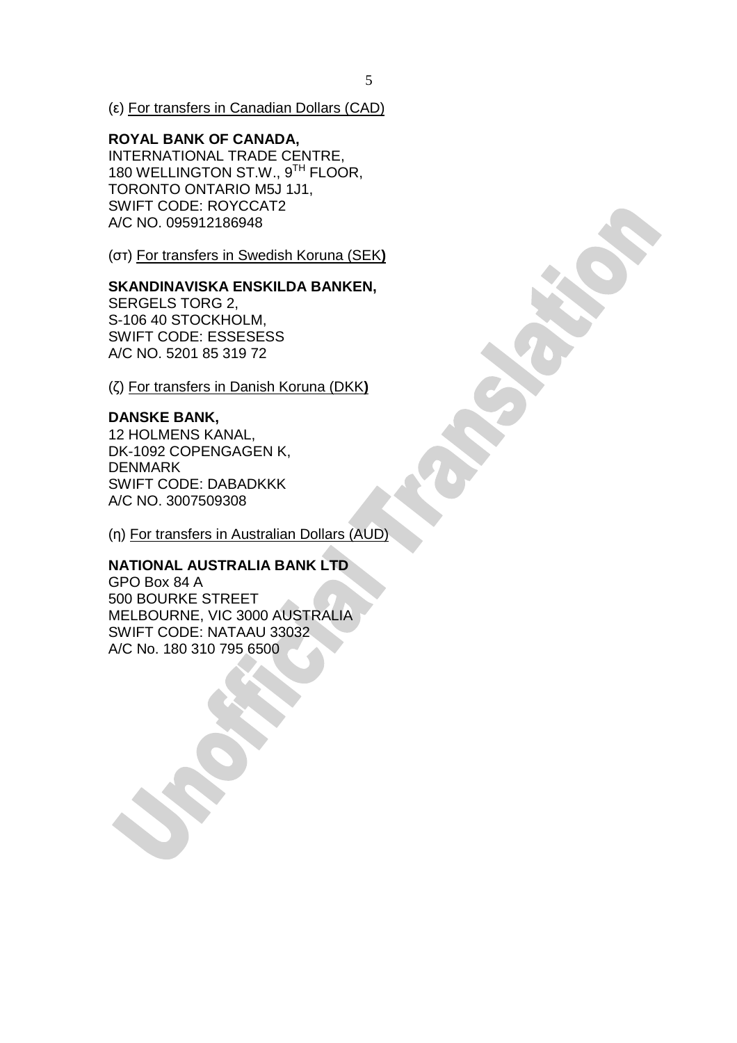(ε) For transfers in Canadian Dollars (CAD)

**ROYAL BANK OF CANADA,**
INTERNATIONAL TRADE CENTRE,
180 WELLINGTON ST.W., 9$^{TH}$ FLOOR,
TORONTO ONTARIO M5J 1J1,
SWIFT CODE: ROYCCAT2
A/C NO. 095912186948

(στ) For transfers in Swedish Koruna (SEK**)**

**SKANDINAVISKA ENSKILDA BANKEN,**
SERGELS TORG 2,
S-106 40 STOCKHOLM,
SWIFT CODE: ESSESESS
A/C NO. 5201 85 319 72

(ζ) For transfers in Danish Koruna (DKK**)**

**DANSKE BANK,**
12 HOLMENS KANAL,
DK-1092 COPENGAGEN K,
DENMARK
SWIFT CODE: DABADKKK
A/C NO. 3007509308

(η) For transfers in Australian Dollars (AUD)

**NATIONAL AUSTRALIA BANK LTD**
GPO Box 84 A
500 BOURKE STREET
MELBOURNE, VIC 3000 AUSTRALIA
SWIFT CODE: NATAAU 33032
A/C No. 180 310 795 6500